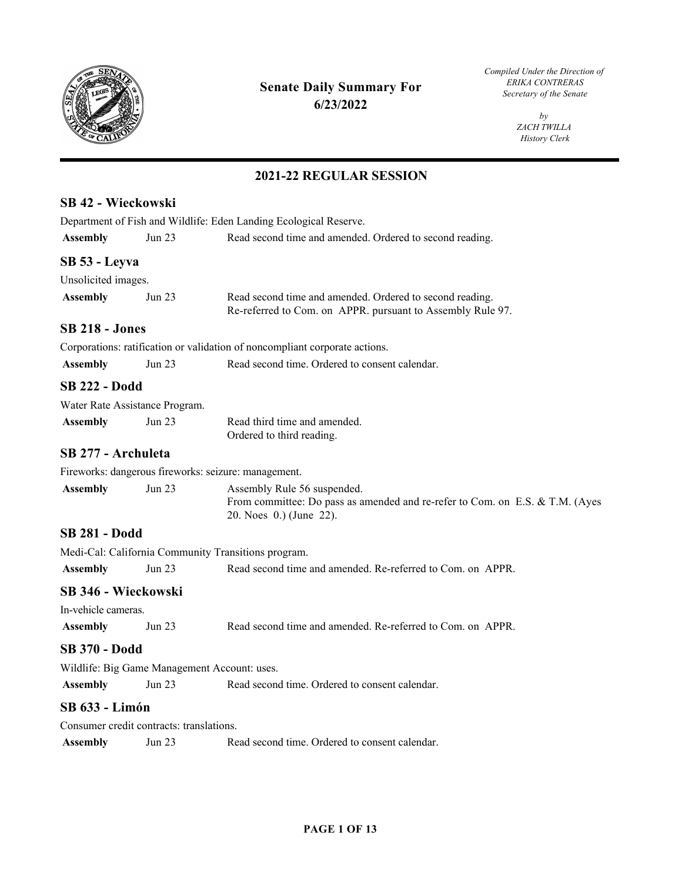# Senate Daily Summary For 6/23/2022

*Compiled Under the Direction of*
*ERIKA CONTRERAS*
*Secretary of the Senate*

*by*
*ZACH TWILLA*
*History Clerk*

## 2021-22 REGULAR SESSION

### SB 42 - Wieckowski

Department of Fish and Wildlife: Eden Landing Ecological Reserve.

| | | |
|---|---|---|
| **Assembly** | Jun 23 | Read second time and amended. Ordered to second reading. |

### SB 53 - Leyva

Unsolicited images.

| | | |
|---|---|---|
| **Assembly** | Jun 23 | Read second time and amended. Ordered to second reading. Re-referred to Com. on APPR. pursuant to Assembly Rule 97. |

### SB 218 - Jones

Corporations: ratification or validation of noncompliant corporate actions.

| | | |
|---|---|---|
| **Assembly** | Jun 23 | Read second time. Ordered to consent calendar. |

### SB 222 - Dodd

Water Rate Assistance Program.

| | | |
|---|---|---|
| **Assembly** | Jun 23 | Read third time and amended. Ordered to third reading. |

### SB 277 - Archuleta

Fireworks: dangerous fireworks: seizure: management.

| | | |
|---|---|---|
| **Assembly** | Jun 23 | Assembly Rule 56 suspended. From committee: Do pass as amended and re-refer to Com. on E.S. & T.M. (Ayes 20. Noes 0.) (June 22). |

### SB 281 - Dodd

Medi-Cal: California Community Transitions program.

| | | |
|---|---|---|
| **Assembly** | Jun 23 | Read second time and amended. Re-referred to Com. on APPR. |

### SB 346 - Wieckowski

In-vehicle cameras.

| | | |
|---|---|---|
| **Assembly** | Jun 23 | Read second time and amended. Re-referred to Com. on APPR. |

### SB 370 - Dodd

Wildlife: Big Game Management Account: uses.

| | | |
|---|---|---|
| **Assembly** | Jun 23 | Read second time. Ordered to consent calendar. |

### SB 633 - Limón

Consumer credit contracts: translations.

| | | |
|---|---|---|
| **Assembly** | Jun 23 | Read second time. Ordered to consent calendar. |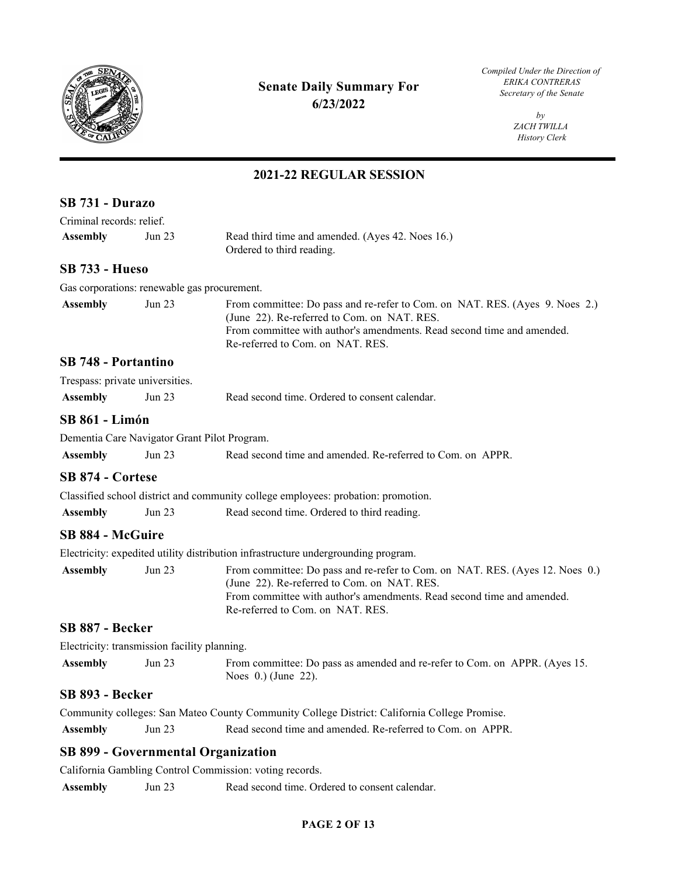# Senate Daily Summary For 6/23/2022

*Compiled Under the Direction of ERIKA CONTRERAS Secretary of the Senate*

*by ZACH TWILLA History Clerk*

## 2021-22 REGULAR SESSION

### SB 731 - Durazo

Criminal records: relief.

| | | |
|---|---|---|
| **Assembly** | Jun 23 | Read third time and amended. (Ayes 42. Noes 16.) Ordered to third reading. |

### SB 733 - Hueso

Gas corporations: renewable gas procurement.

| | | |
|---|---|---|
| **Assembly** | Jun 23 | From committee: Do pass and re-refer to Com. on NAT. RES. (Ayes 9. Noes 2.) (June 22). Re-referred to Com. on NAT. RES. From committee with author's amendments. Read second time and amended. Re-referred to Com. on NAT. RES. |

### SB 748 - Portantino

Trespass: private universities.

| | | |
|---|---|---|
| **Assembly** | Jun 23 | Read second time. Ordered to consent calendar. |

### SB 861 - Limón

Dementia Care Navigator Grant Pilot Program.

| | | |
|---|---|---|
| **Assembly** | Jun 23 | Read second time and amended. Re-referred to Com. on APPR. |

### SB 874 - Cortese

Classified school district and community college employees: probation: promotion.

| | | |
|---|---|---|
| **Assembly** | Jun 23 | Read second time. Ordered to third reading. |

### SB 884 - McGuire

Electricity: expedited utility distribution infrastructure undergrounding program.

| | | |
|---|---|---|
| **Assembly** | Jun 23 | From committee: Do pass and re-refer to Com. on NAT. RES. (Ayes 12. Noes 0.) (June 22). Re-referred to Com. on NAT. RES. From committee with author's amendments. Read second time and amended. Re-referred to Com. on NAT. RES. |

### SB 887 - Becker

Electricity: transmission facility planning.

| | | |
|---|---|---|
| **Assembly** | Jun 23 | From committee: Do pass as amended and re-refer to Com. on APPR. (Ayes 15. Noes 0.) (June 22). |

### SB 893 - Becker

Community colleges: San Mateo County Community College District: California College Promise.

| | | |
|---|---|---|
| **Assembly** | Jun 23 | Read second time and amended. Re-referred to Com. on APPR. |

### SB 899 - Governmental Organization

California Gambling Control Commission: voting records.

| | | |
|---|---|---|
| **Assembly** | Jun 23 | Read second time. Ordered to consent calendar. |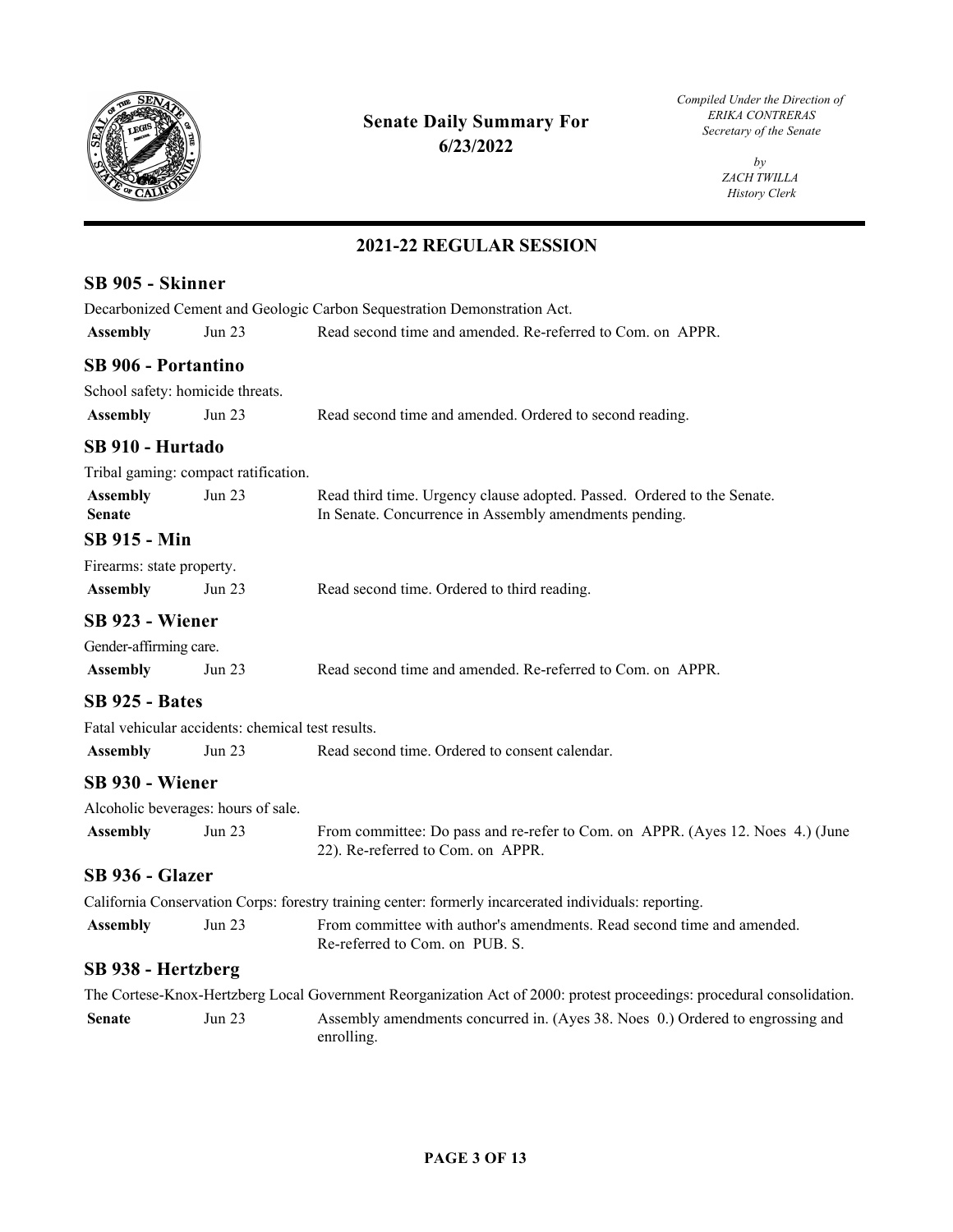# Senate Daily Summary For 6/23/2022

*Compiled Under the Direction of*
*ERIKA CONTRERAS*
*Secretary of the Senate*

*by*
*ZACH TWILLA*
*History Clerk*

## 2021-22 REGULAR SESSION

### SB 905 - Skinner

Decarbonized Cement and Geologic Carbon Sequestration Demonstration Act.

| | | |
|---|---|---|
| **Assembly** | Jun 23 | Read second time and amended. Re-referred to Com. on APPR. |

### SB 906 - Portantino

School safety: homicide threats.

| | | |
|---|---|---|
| **Assembly** | Jun 23 | Read second time and amended. Ordered to second reading. |

### SB 910 - Hurtado

Tribal gaming: compact ratification.

| | | |
|---|---|---|
| **Assembly** | Jun 23 | Read third time. Urgency clause adopted. Passed. Ordered to the Senate. |
| **Senate** | | In Senate. Concurrence in Assembly amendments pending. |

### SB 915 - Min

Firearms: state property.

| | | |
|---|---|---|
| **Assembly** | Jun 23 | Read second time. Ordered to third reading. |

### SB 923 - Wiener

Gender-affirming care.

| | | |
|---|---|---|
| **Assembly** | Jun 23 | Read second time and amended. Re-referred to Com. on APPR. |

### SB 925 - Bates

Fatal vehicular accidents: chemical test results.

| | | |
|---|---|---|
| **Assembly** | Jun 23 | Read second time. Ordered to consent calendar. |

### SB 930 - Wiener

Alcoholic beverages: hours of sale.

| | | |
|---|---|---|
| **Assembly** | Jun 23 | From committee: Do pass and re-refer to Com. on APPR. (Ayes 12. Noes 4.) (June 22). Re-referred to Com. on APPR. |

### SB 936 - Glazer

California Conservation Corps: forestry training center: formerly incarcerated individuals: reporting.

| | | |
|---|---|---|
| **Assembly** | Jun 23 | From committee with author's amendments. Read second time and amended. Re-referred to Com. on PUB. S. |

### SB 938 - Hertzberg

The Cortese-Knox-Hertzberg Local Government Reorganization Act of 2000: protest proceedings: procedural consolidation.

| | | |
|---|---|---|
| **Senate** | Jun 23 | Assembly amendments concurred in. (Ayes 38. Noes 0.) Ordered to engrossing and enrolling. |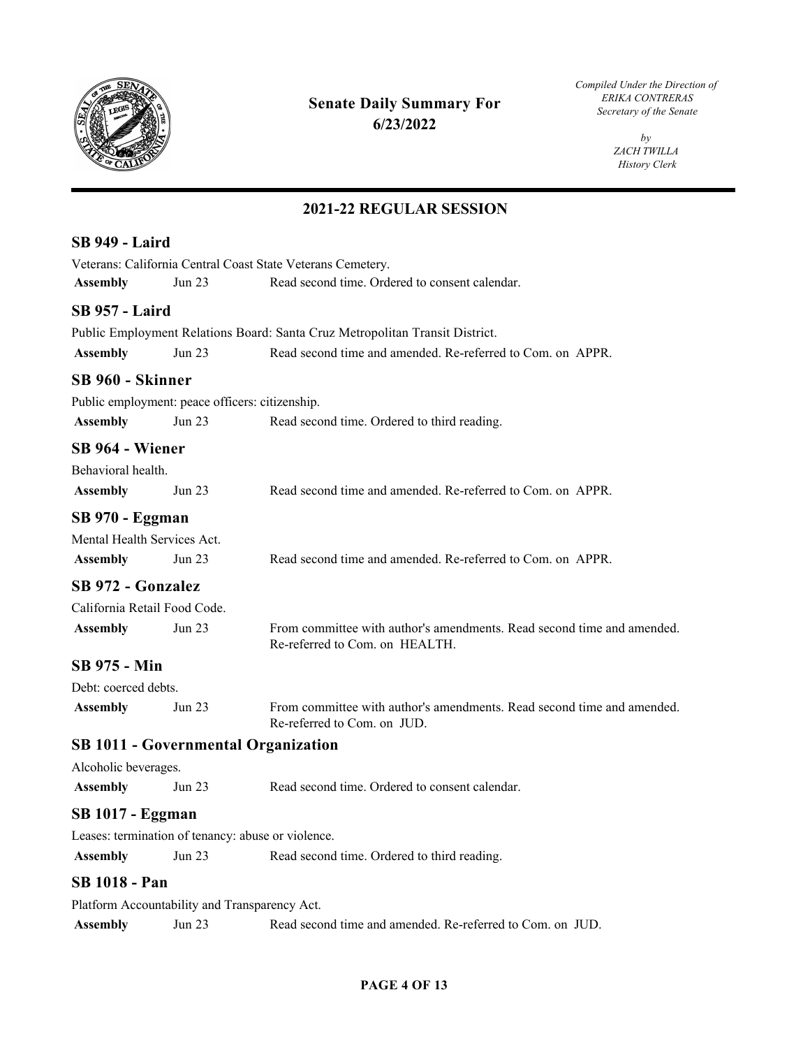# Senate Daily Summary For 6/23/2022

*Compiled Under the Direction of ERIKA CONTRERAS Secretary of the Senate*

*by ZACH TWILLA History Clerk*

## 2021-22 REGULAR SESSION

### SB 949 - Laird

Veterans: California Central Coast State Veterans Cemetery.

| | | |
|---|---|---|
| **Assembly** | Jun 23 | Read second time. Ordered to consent calendar. |

### SB 957 - Laird

Public Employment Relations Board: Santa Cruz Metropolitan Transit District.

| | | |
|---|---|---|
| **Assembly** | Jun 23 | Read second time and amended. Re-referred to Com. on APPR. |

### SB 960 - Skinner

Public employment: peace officers: citizenship.

| | | |
|---|---|---|
| **Assembly** | Jun 23 | Read second time. Ordered to third reading. |

### SB 964 - Wiener

Behavioral health.

| | | |
|---|---|---|
| **Assembly** | Jun 23 | Read second time and amended. Re-referred to Com. on APPR. |

### SB 970 - Eggman

Mental Health Services Act.

| | | |
|---|---|---|
| **Assembly** | Jun 23 | Read second time and amended. Re-referred to Com. on APPR. |

### SB 972 - Gonzalez

California Retail Food Code.

| | | |
|---|---|---|
| **Assembly** | Jun 23 | From committee with author's amendments. Read second time and amended. Re-referred to Com. on HEALTH. |

### SB 975 - Min

Debt: coerced debts.

| | | |
|---|---|---|
| **Assembly** | Jun 23 | From committee with author's amendments. Read second time and amended. Re-referred to Com. on JUD. |

### SB 1011 - Governmental Organization

Alcoholic beverages.

| | | |
|---|---|---|
| **Assembly** | Jun 23 | Read second time. Ordered to consent calendar. |

### SB 1017 - Eggman

Leases: termination of tenancy: abuse or violence.

| | | |
|---|---|---|
| **Assembly** | Jun 23 | Read second time. Ordered to third reading. |

### SB 1018 - Pan

Platform Accountability and Transparency Act.

| | | |
|---|---|---|
| **Assembly** | Jun 23 | Read second time and amended. Re-referred to Com. on JUD. |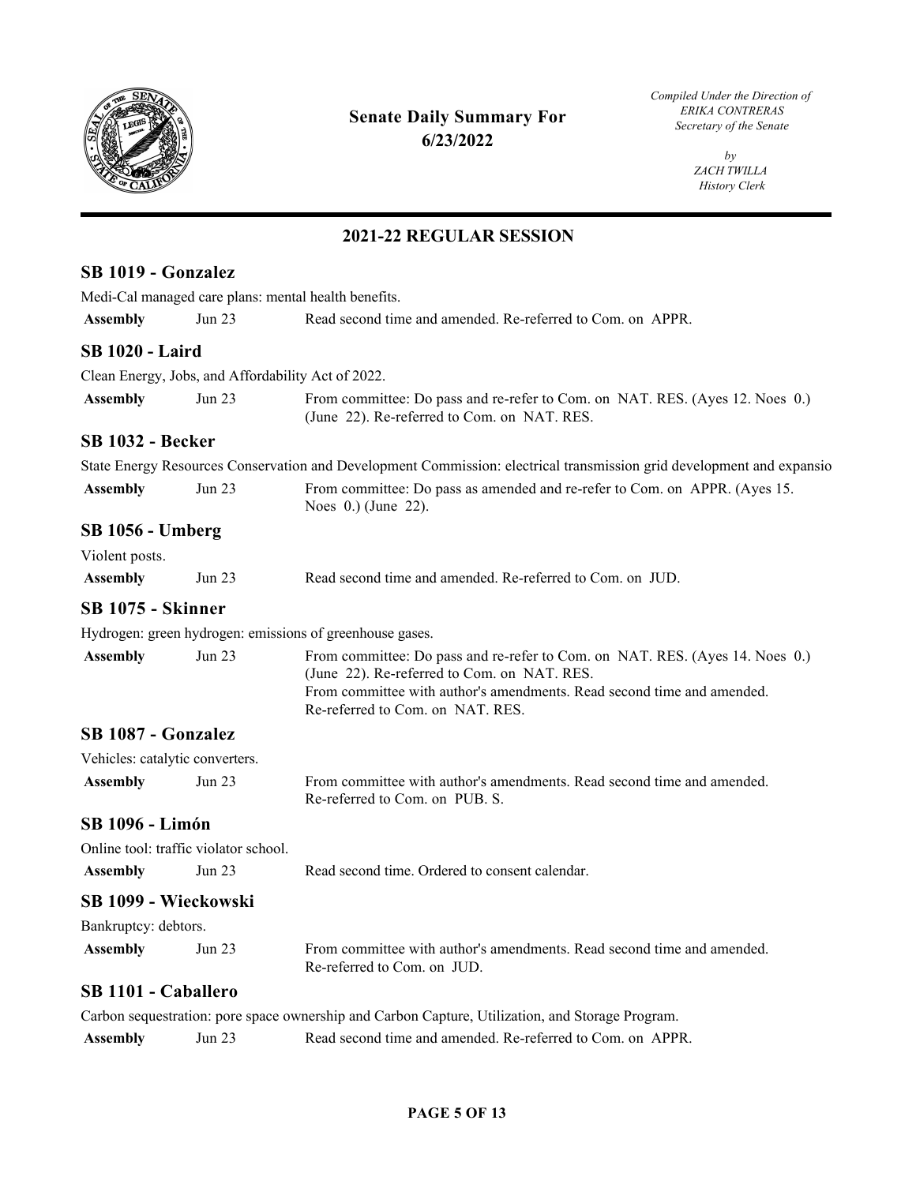**Senate Daily Summary For 6/23/2022**

*Compiled Under the Direction of ERIKA CONTRERAS Secretary of the Senate*

*by ZACH TWILLA History Clerk*

## 2021-22 REGULAR SESSION

### SB 1019 - Gonzalez

Medi-Cal managed care plans: mental health benefits.

| | | |
|---|---|---|
| **Assembly** | Jun 23 | Read second time and amended. Re-referred to Com. on APPR. |

### SB 1020 - Laird

Clean Energy, Jobs, and Affordability Act of 2022.

| | | |
|---|---|---|
| **Assembly** | Jun 23 | From committee: Do pass and re-refer to Com. on NAT. RES. (Ayes 12. Noes 0.) (June 22). Re-referred to Com. on NAT. RES. |

### SB 1032 - Becker

State Energy Resources Conservation and Development Commission: electrical transmission grid development and expansio

| | | |
|---|---|---|
| **Assembly** | Jun 23 | From committee: Do pass as amended and re-refer to Com. on APPR. (Ayes 15. Noes 0.) (June 22). |

### SB 1056 - Umberg

Violent posts.

| | | |
|---|---|---|
| **Assembly** | Jun 23 | Read second time and amended. Re-referred to Com. on JUD. |

### SB 1075 - Skinner

Hydrogen: green hydrogen: emissions of greenhouse gases.

| | | |
|---|---|---|
| **Assembly** | Jun 23 | From committee: Do pass and re-refer to Com. on NAT. RES. (Ayes 14. Noes 0.) (June 22). Re-referred to Com. on NAT. RES. From committee with author's amendments. Read second time and amended. Re-referred to Com. on NAT. RES. |

### SB 1087 - Gonzalez

Vehicles: catalytic converters.

| | | |
|---|---|---|
| **Assembly** | Jun 23 | From committee with author's amendments. Read second time and amended. Re-referred to Com. on PUB. S. |

### SB 1096 - Limón

Online tool: traffic violator school.

| | | |
|---|---|---|
| **Assembly** | Jun 23 | Read second time. Ordered to consent calendar. |

### SB 1099 - Wieckowski

Bankruptcy: debtors.

| | | |
|---|---|---|
| **Assembly** | Jun 23 | From committee with author's amendments. Read second time and amended. Re-referred to Com. on JUD. |

### SB 1101 - Caballero

Carbon sequestration: pore space ownership and Carbon Capture, Utilization, and Storage Program.

| | | |
|---|---|---|
| **Assembly** | Jun 23 | Read second time and amended. Re-referred to Com. on APPR. |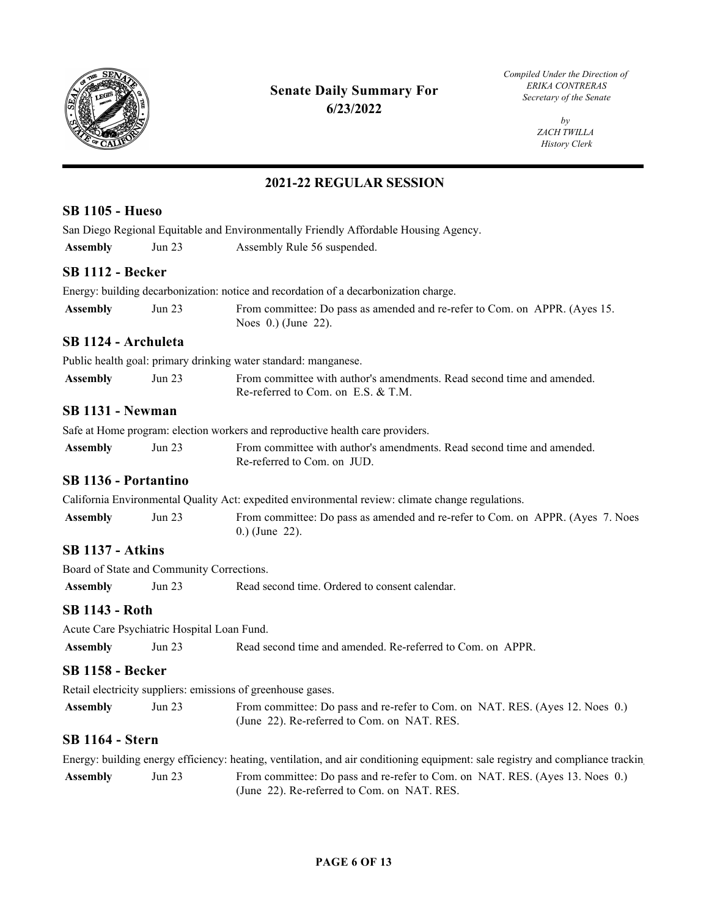# Senate Daily Summary For 6/23/2022

*Compiled Under the Direction of*
*ERIKA CONTRERAS*
*Secretary of the Senate*

*by*
*ZACH TWILLA*
*History Clerk*

## 2021-22 REGULAR SESSION

### SB 1105 - Hueso

San Diego Regional Equitable and Environmentally Friendly Affordable Housing Agency.

| | | |
|---|---|---|
| **Assembly** | Jun 23 | Assembly Rule 56 suspended. |

### SB 1112 - Becker

Energy: building decarbonization: notice and recordation of a decarbonization charge.

| | | |
|---|---|---|
| **Assembly** | Jun 23 | From committee: Do pass as amended and re-refer to Com. on APPR. (Ayes 15. Noes 0.) (June 22). |

### SB 1124 - Archuleta

Public health goal: primary drinking water standard: manganese.

| | | |
|---|---|---|
| **Assembly** | Jun 23 | From committee with author's amendments. Read second time and amended. Re-referred to Com. on E.S. & T.M. |

### SB 1131 - Newman

Safe at Home program: election workers and reproductive health care providers.

| | | |
|---|---|---|
| **Assembly** | Jun 23 | From committee with author's amendments. Read second time and amended. Re-referred to Com. on JUD. |

### SB 1136 - Portantino

California Environmental Quality Act: expedited environmental review: climate change regulations.

| | | |
|---|---|---|
| **Assembly** | Jun 23 | From committee: Do pass as amended and re-refer to Com. on APPR. (Ayes 7. Noes 0.) (June 22). |

### SB 1137 - Atkins

Board of State and Community Corrections.

| | | |
|---|---|---|
| **Assembly** | Jun 23 | Read second time. Ordered to consent calendar. |

### SB 1143 - Roth

Acute Care Psychiatric Hospital Loan Fund.

| | | |
|---|---|---|
| **Assembly** | Jun 23 | Read second time and amended. Re-referred to Com. on APPR. |

### SB 1158 - Becker

Retail electricity suppliers: emissions of greenhouse gases.

| | | |
|---|---|---|
| **Assembly** | Jun 23 | From committee: Do pass and re-refer to Com. on NAT. RES. (Ayes 12. Noes 0.) (June 22). Re-referred to Com. on NAT. RES. |

### SB 1164 - Stern

Energy: building energy efficiency: heating, ventilation, and air conditioning equipment: sale registry and compliance trackin

| | | |
|---|---|---|
| **Assembly** | Jun 23 | From committee: Do pass and re-refer to Com. on NAT. RES. (Ayes 13. Noes 0.) (June 22). Re-referred to Com. on NAT. RES. |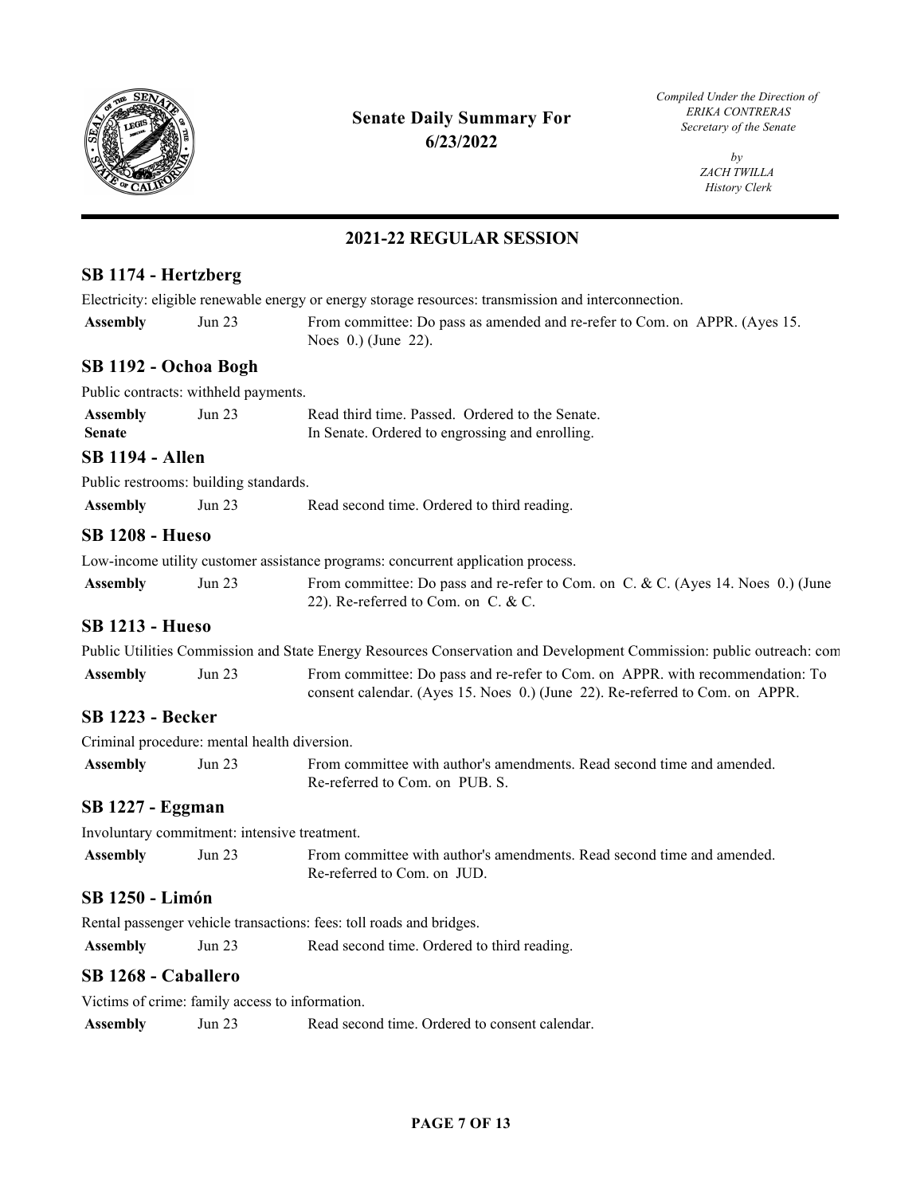# Senate Daily Summary For 6/23/2022

*Compiled Under the Direction of*
*ERIKA CONTRERAS*
*Secretary of the Senate*

*by*
*ZACH TWILLA*
*History Clerk*

## 2021-22 REGULAR SESSION

### SB 1174 - Hertzberg

Electricity: eligible renewable energy or energy storage resources: transmission and interconnection.

| | | |
|---|---|---|
| **Assembly** | Jun 23 | From committee: Do pass as amended and re-refer to Com. on APPR. (Ayes 15. Noes 0.) (June 22). |

### SB 1192 - Ochoa Bogh

Public contracts: withheld payments.

| | | |
|---|---|---|
| **Assembly** | Jun 23 | Read third time. Passed. Ordered to the Senate. |
| **Senate** | | In Senate. Ordered to engrossing and enrolling. |

### SB 1194 - Allen

Public restrooms: building standards.

| | | |
|---|---|---|
| **Assembly** | Jun 23 | Read second time. Ordered to third reading. |

### SB 1208 - Hueso

Low-income utility customer assistance programs: concurrent application process.

| | | |
|---|---|---|
| **Assembly** | Jun 23 | From committee: Do pass and re-refer to Com. on C. & C. (Ayes 14. Noes 0.) (June 22). Re-referred to Com. on C. & C. |

### SB 1213 - Hueso

Public Utilities Commission and State Energy Resources Conservation and Development Commission: public outreach: com

| | | |
|---|---|---|
| **Assembly** | Jun 23 | From committee: Do pass and re-refer to Com. on APPR. with recommendation: To consent calendar. (Ayes 15. Noes 0.) (June 22). Re-referred to Com. on APPR. |

### SB 1223 - Becker

Criminal procedure: mental health diversion.

| | | |
|---|---|---|
| **Assembly** | Jun 23 | From committee with author's amendments. Read second time and amended. Re-referred to Com. on PUB. S. |

### SB 1227 - Eggman

Involuntary commitment: intensive treatment.

| | | |
|---|---|---|
| **Assembly** | Jun 23 | From committee with author's amendments. Read second time and amended. Re-referred to Com. on JUD. |

### SB 1250 - Limón

Rental passenger vehicle transactions: fees: toll roads and bridges.

| | | |
|---|---|---|
| **Assembly** | Jun 23 | Read second time. Ordered to third reading. |

### SB 1268 - Caballero

Victims of crime: family access to information.

| | | |
|---|---|---|
| **Assembly** | Jun 23 | Read second time. Ordered to consent calendar. |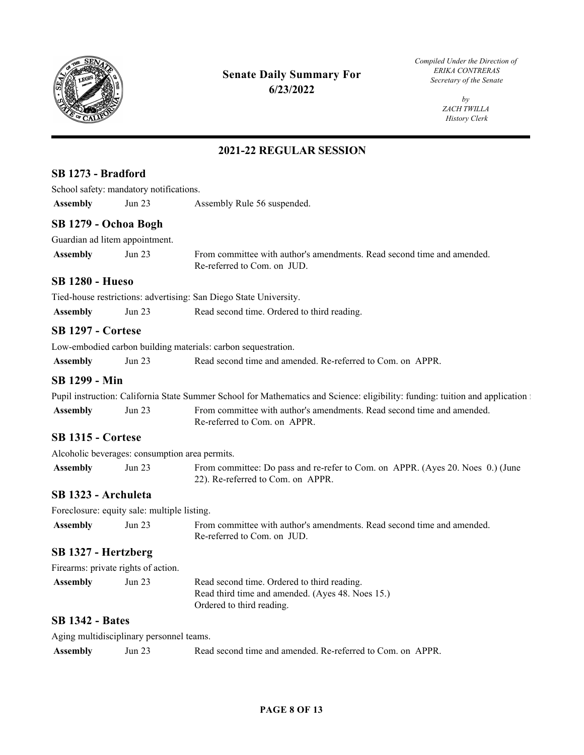# Senate Daily Summary For 6/23/2022

*Compiled Under the Direction of ERIKA CONTRERAS Secretary of the Senate*

*by ZACH TWILLA History Clerk*

## 2021-22 REGULAR SESSION

### SB 1273 - Bradford

School safety: mandatory notifications.

| | | |
|---|---|---|
| **Assembly** | Jun 23 | Assembly Rule 56 suspended. |

### SB 1279 - Ochoa Bogh

Guardian ad litem appointment.

| | | |
|---|---|---|
| **Assembly** | Jun 23 | From committee with author's amendments. Read second time and amended. Re-referred to Com. on JUD. |

### SB 1280 - Hueso

Tied-house restrictions: advertising: San Diego State University.

| | | |
|---|---|---|
| **Assembly** | Jun 23 | Read second time. Ordered to third reading. |

### SB 1297 - Cortese

Low-embodied carbon building materials: carbon sequestration.

| | | |
|---|---|---|
| **Assembly** | Jun 23 | Read second time and amended. Re-referred to Com. on APPR. |

### SB 1299 - Min

Pupil instruction: California State Summer School for Mathematics and Science: eligibility: funding: tuition and application

| | | |
|---|---|---|
| **Assembly** | Jun 23 | From committee with author's amendments. Read second time and amended. Re-referred to Com. on APPR. |

### SB 1315 - Cortese

Alcoholic beverages: consumption area permits.

| | | |
|---|---|---|
| **Assembly** | Jun 23 | From committee: Do pass and re-refer to Com. on APPR. (Ayes 20. Noes 0.) (June 22). Re-referred to Com. on APPR. |

### SB 1323 - Archuleta

Foreclosure: equity sale: multiple listing.

| | | |
|---|---|---|
| **Assembly** | Jun 23 | From committee with author's amendments. Read second time and amended. Re-referred to Com. on JUD. |

### SB 1327 - Hertzberg

Firearms: private rights of action.

| | | |
|---|---|---|
| **Assembly** | Jun 23 | Read second time. Ordered to third reading.<br>Read third time and amended. (Ayes 48. Noes 15.)<br>Ordered to third reading. |

### SB 1342 - Bates

Aging multidisciplinary personnel teams.

| | | |
|---|---|---|
| **Assembly** | Jun 23 | Read second time and amended. Re-referred to Com. on APPR. |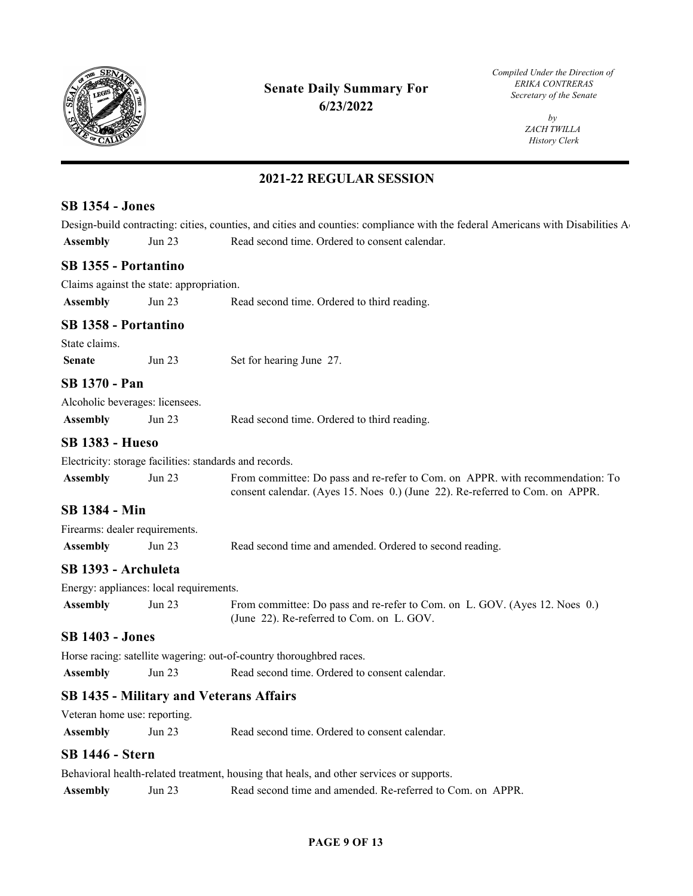# Senate Daily Summary For 6/23/2022

*Compiled Under the Direction of*
*ERIKA CONTRERAS*
*Secretary of the Senate*

*by*
*ZACH TWILLA*
*History Clerk*

## 2021-22 REGULAR SESSION

### SB 1354 - Jones

Design-build contracting: cities, counties, and cities and counties: compliance with the federal Americans with Disabilities A

| | | |
|---|---|---|
| **Assembly** | Jun 23 | Read second time. Ordered to consent calendar. |

### SB 1355 - Portantino

Claims against the state: appropriation.

| | | |
|---|---|---|
| **Assembly** | Jun 23 | Read second time. Ordered to third reading. |

### SB 1358 - Portantino

State claims.

| | | |
|---|---|---|
| **Senate** | Jun 23 | Set for hearing June 27. |

### SB 1370 - Pan

Alcoholic beverages: licensees.

| | | |
|---|---|---|
| **Assembly** | Jun 23 | Read second time. Ordered to third reading. |

### SB 1383 - Hueso

Electricity: storage facilities: standards and records.

| | | |
|---|---|---|
| **Assembly** | Jun 23 | From committee: Do pass and re-refer to Com. on APPR. with recommendation: To consent calendar. (Ayes 15. Noes 0.) (June 22). Re-referred to Com. on APPR. |

### SB 1384 - Min

Firearms: dealer requirements.

| | | |
|---|---|---|
| **Assembly** | Jun 23 | Read second time and amended. Ordered to second reading. |

### SB 1393 - Archuleta

Energy: appliances: local requirements.

| | | |
|---|---|---|
| **Assembly** | Jun 23 | From committee: Do pass and re-refer to Com. on L. GOV. (Ayes 12. Noes 0.) (June 22). Re-referred to Com. on L. GOV. |

### SB 1403 - Jones

Horse racing: satellite wagering: out-of-country thoroughbred races.

| | | |
|---|---|---|
| **Assembly** | Jun 23 | Read second time. Ordered to consent calendar. |

### SB 1435 - Military and Veterans Affairs

Veteran home use: reporting.

| | | |
|---|---|---|
| **Assembly** | Jun 23 | Read second time. Ordered to consent calendar. |

### SB 1446 - Stern

Behavioral health-related treatment, housing that heals, and other services or supports.

| | | |
|---|---|---|
| **Assembly** | Jun 23 | Read second time and amended. Re-referred to Com. on APPR. |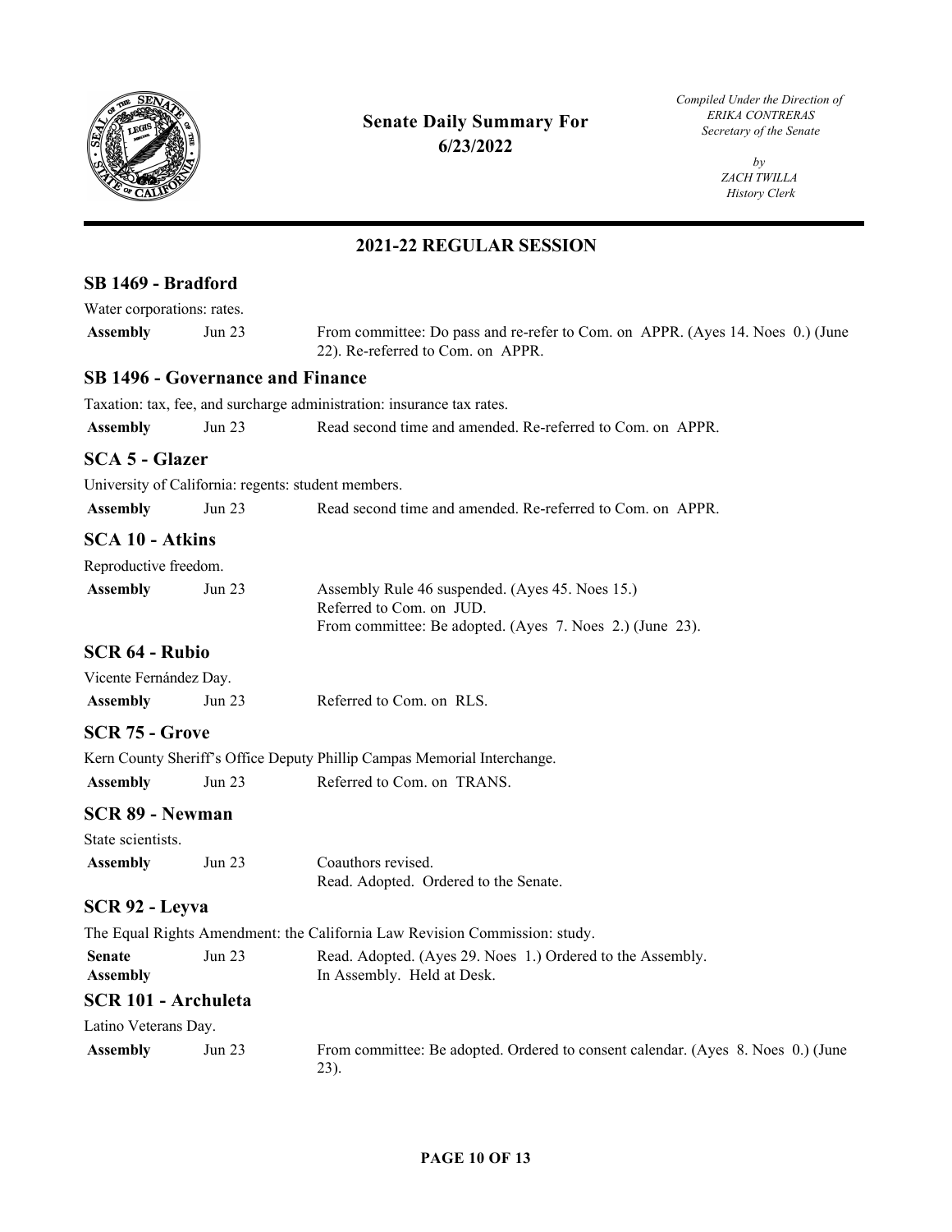# Senate Daily Summary For 6/23/2022

*Compiled Under the Direction of*
*ERIKA CONTRERAS*
*Secretary of the Senate*

*by*
*ZACH TWILLA*
*History Clerk*

## 2021-22 REGULAR SESSION

### SB 1469 - Bradford

Water corporations: rates.

| | | |
|---|---|---|
| **Assembly** | Jun 23 | From committee: Do pass and re-refer to Com. on APPR. (Ayes 14. Noes 0.) (June 22). Re-referred to Com. on APPR. |

### SB 1496 - Governance and Finance

Taxation: tax, fee, and surcharge administration: insurance tax rates.

| | | |
|---|---|---|
| **Assembly** | Jun 23 | Read second time and amended. Re-referred to Com. on APPR. |

### SCA 5 - Glazer

University of California: regents: student members.

| | | |
|---|---|---|
| **Assembly** | Jun 23 | Read second time and amended. Re-referred to Com. on APPR. |

### SCA 10 - Atkins

Reproductive freedom.

| | | |
|---|---|---|
| **Assembly** | Jun 23 | Assembly Rule 46 suspended. (Ayes 45. Noes 15.)<br>Referred to Com. on JUD.<br>From committee: Be adopted. (Ayes 7. Noes 2.) (June 23). |

### SCR 64 - Rubio

Vicente Fernández Day.

| | | |
|---|---|---|
| **Assembly** | Jun 23 | Referred to Com. on RLS. |

### SCR 75 - Grove

Kern County Sheriff's Office Deputy Phillip Campas Memorial Interchange.

| | | |
|---|---|---|
| **Assembly** | Jun 23 | Referred to Com. on TRANS. |

### SCR 89 - Newman

State scientists.

| | | |
|---|---|---|
| **Assembly** | Jun 23 | Coauthors revised.<br>Read. Adopted. Ordered to the Senate. |

### SCR 92 - Leyva

The Equal Rights Amendment: the California Law Revision Commission: study.

| | | |
|---|---|---|
| **Senate** | Jun 23 | Read. Adopted. (Ayes 29. Noes 1.) Ordered to the Assembly. |
| **Assembly** | | In Assembly. Held at Desk. |

### SCR 101 - Archuleta

Latino Veterans Day.

| | | |
|---|---|---|
| **Assembly** | Jun 23 | From committee: Be adopted. Ordered to consent calendar. (Ayes 8. Noes 0.) (June 23). |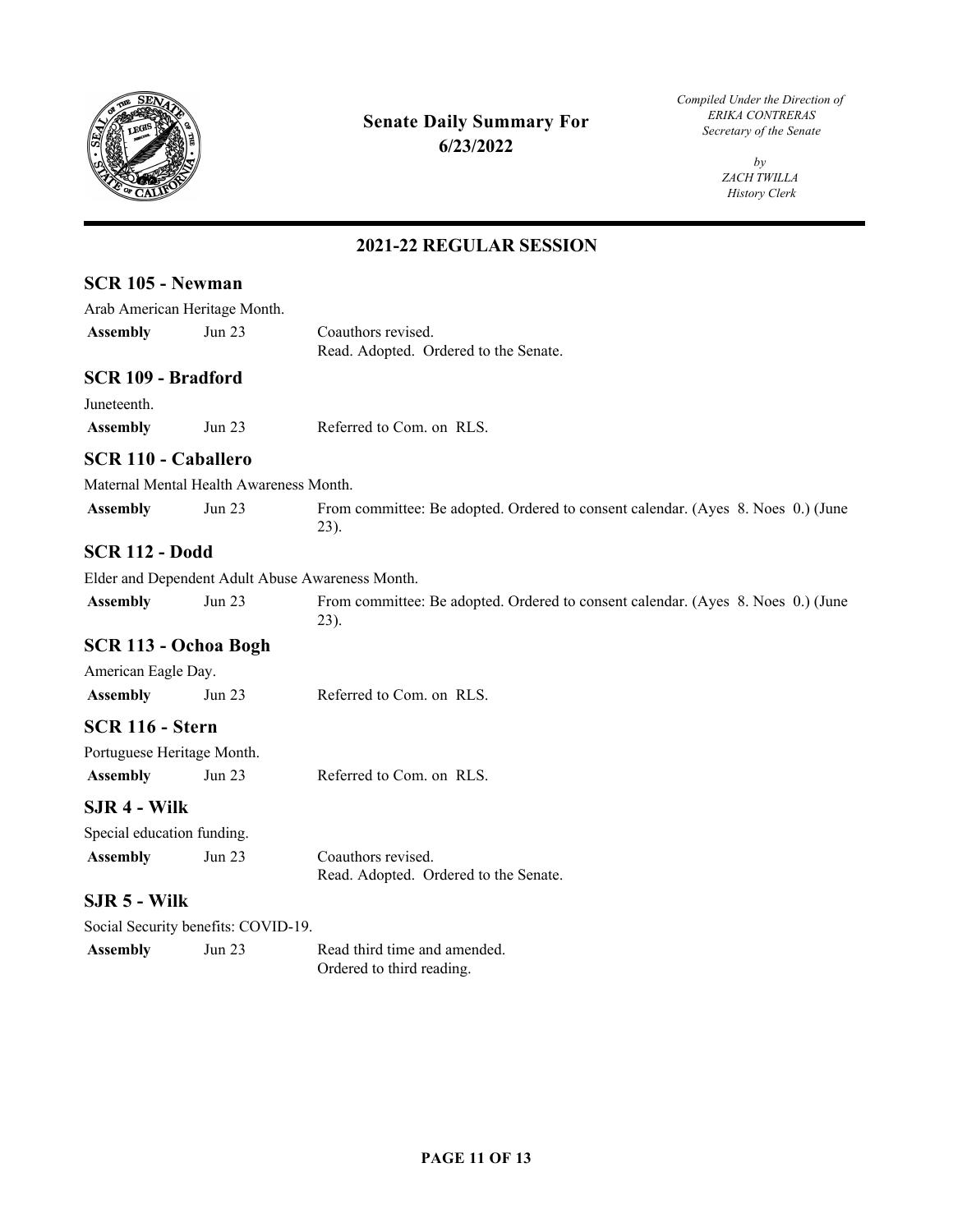# Senate Daily Summary For 6/23/2022

*Compiled Under the Direction of*
*ERIKA CONTRERAS*
*Secretary of the Senate*

*by*
*ZACH TWILLA*
*History Clerk*

## 2021-22 REGULAR SESSION

### SCR 105 - Newman

Arab American Heritage Month.

| | | |
|---|---|---|
| **Assembly** | Jun 23 | Coauthors revised.<br>Read. Adopted. Ordered to the Senate. |

### SCR 109 - Bradford

Juneteenth.

| | | |
|---|---|---|
| **Assembly** | Jun 23 | Referred to Com. on RLS. |

### SCR 110 - Caballero

Maternal Mental Health Awareness Month.

| | | |
|---|---|---|
| **Assembly** | Jun 23 | From committee: Be adopted. Ordered to consent calendar. (Ayes 8. Noes 0.) (June 23). |

### SCR 112 - Dodd

Elder and Dependent Adult Abuse Awareness Month.

| | | |
|---|---|---|
| **Assembly** | Jun 23 | From committee: Be adopted. Ordered to consent calendar. (Ayes 8. Noes 0.) (June 23). |

### SCR 113 - Ochoa Bogh

American Eagle Day.

| | | |
|---|---|---|
| **Assembly** | Jun 23 | Referred to Com. on RLS. |

### SCR 116 - Stern

Portuguese Heritage Month.

| | | |
|---|---|---|
| **Assembly** | Jun 23 | Referred to Com. on RLS. |

### SJR 4 - Wilk

Special education funding.

| | | |
|---|---|---|
| **Assembly** | Jun 23 | Coauthors revised.<br>Read. Adopted. Ordered to the Senate. |

### SJR 5 - Wilk

Social Security benefits: COVID-19.

| | | |
|---|---|---|
| **Assembly** | Jun 23 | Read third time and amended.<br>Ordered to third reading. |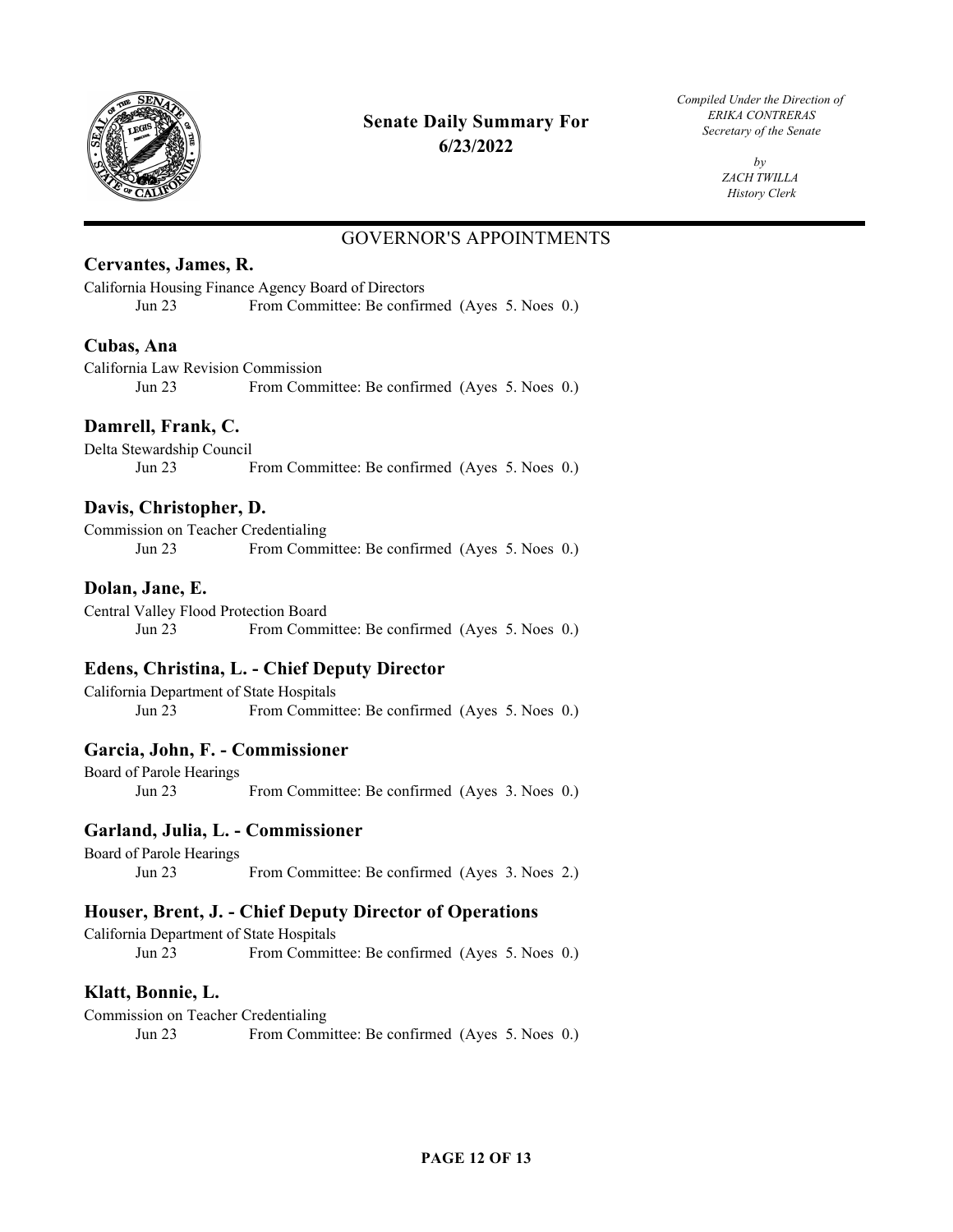# Senate Daily Summary For 6/23/2022

*Compiled Under the Direction of*
*ERIKA CONTRERAS*
*Secretary of the Senate*

*by*
*ZACH TWILLA*
*History Clerk*

## GOVERNOR'S APPOINTMENTS

### Cervantes, James, R.

California Housing Finance Agency Board of Directors

Jun 23 From Committee: Be confirmed (Ayes 5. Noes 0.)

### Cubas, Ana

California Law Revision Commission

Jun 23 From Committee: Be confirmed (Ayes 5. Noes 0.)

### Damrell, Frank, C.

Delta Stewardship Council

Jun 23 From Committee: Be confirmed (Ayes 5. Noes 0.)

### Davis, Christopher, D.

Commission on Teacher Credentialing

Jun 23 From Committee: Be confirmed (Ayes 5. Noes 0.)

### Dolan, Jane, E.

Central Valley Flood Protection Board

Jun 23 From Committee: Be confirmed (Ayes 5. Noes 0.)

### Edens, Christina, L. - Chief Deputy Director

California Department of State Hospitals

Jun 23 From Committee: Be confirmed (Ayes 5. Noes 0.)

### Garcia, John, F. - Commissioner

Board of Parole Hearings

Jun 23 From Committee: Be confirmed (Ayes 3. Noes 0.)

### Garland, Julia, L. - Commissioner

Board of Parole Hearings

Jun 23 From Committee: Be confirmed (Ayes 3. Noes 2.)

### Houser, Brent, J. - Chief Deputy Director of Operations

California Department of State Hospitals

Jun 23 From Committee: Be confirmed (Ayes 5. Noes 0.)

### Klatt, Bonnie, L.

Commission on Teacher Credentialing

Jun 23 From Committee: Be confirmed (Ayes 5. Noes 0.)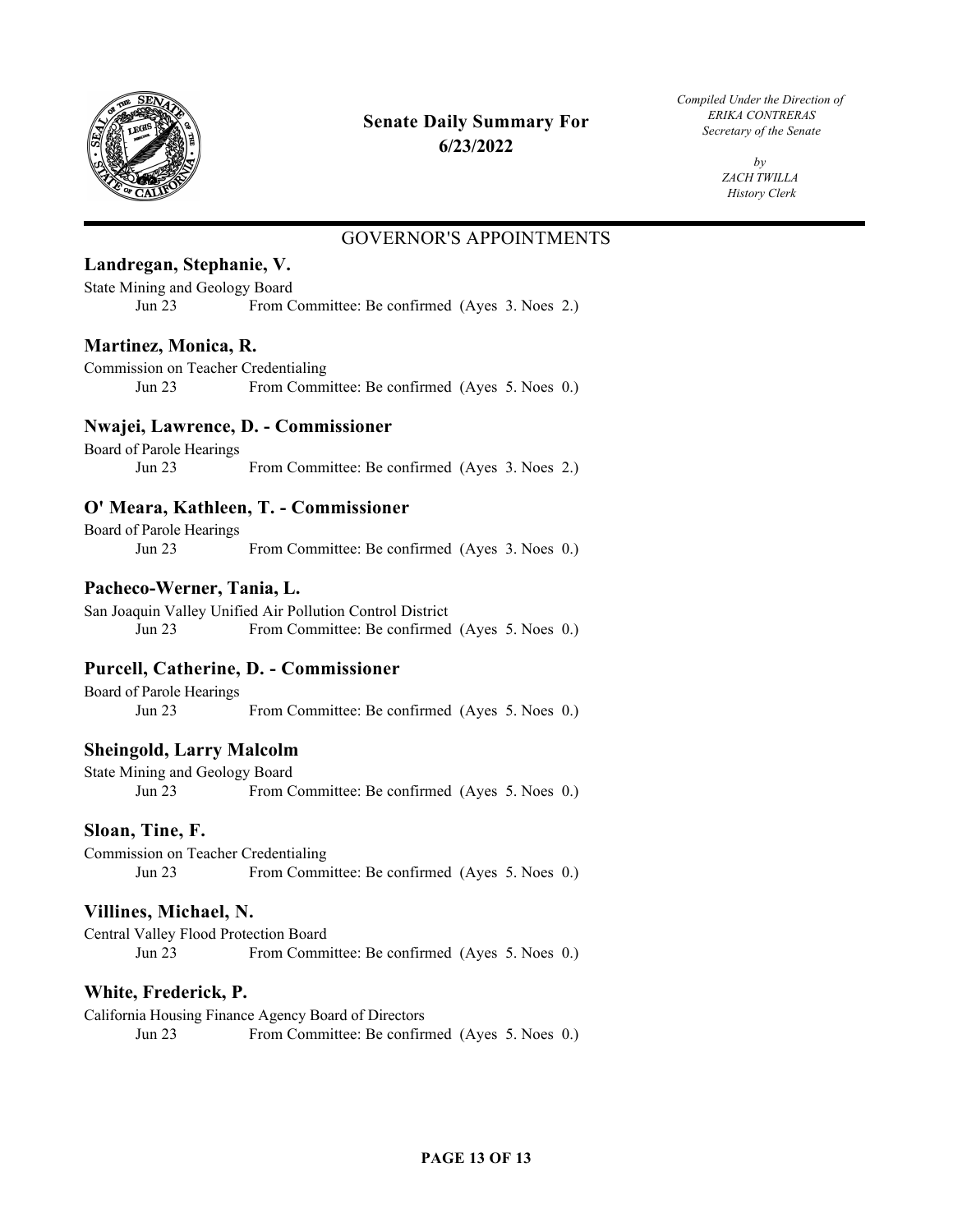# Senate Daily Summary For 6/23/2022

*Compiled Under the Direction of ERIKA CONTRERAS Secretary of the Senate*

*by ZACH TWILLA History Clerk*

## GOVERNOR'S APPOINTMENTS

### Landregan, Stephanie, V.

State Mining and Geology Board

Jun 23 From Committee: Be confirmed (Ayes 3. Noes 2.)

### Martinez, Monica, R.

Commission on Teacher Credentialing

Jun 23 From Committee: Be confirmed (Ayes 5. Noes 0.)

### Nwajei, Lawrence, D. - Commissioner

Board of Parole Hearings

Jun 23 From Committee: Be confirmed (Ayes 3. Noes 2.)

### O' Meara, Kathleen, T. - Commissioner

Board of Parole Hearings

Jun 23 From Committee: Be confirmed (Ayes 3. Noes 0.)

### Pacheco-Werner, Tania, L.

San Joaquin Valley Unified Air Pollution Control District

Jun 23 From Committee: Be confirmed (Ayes 5. Noes 0.)

### Purcell, Catherine, D. - Commissioner

Board of Parole Hearings

Jun 23 From Committee: Be confirmed (Ayes 5. Noes 0.)

### Sheingold, Larry Malcolm

State Mining and Geology Board

Jun 23 From Committee: Be confirmed (Ayes 5. Noes 0.)

### Sloan, Tine, F.

Commission on Teacher Credentialing

Jun 23 From Committee: Be confirmed (Ayes 5. Noes 0.)

### Villines, Michael, N.

Central Valley Flood Protection Board

Jun 23 From Committee: Be confirmed (Ayes 5. Noes 0.)

### White, Frederick, P.

California Housing Finance Agency Board of Directors

Jun 23 From Committee: Be confirmed (Ayes 5. Noes 0.)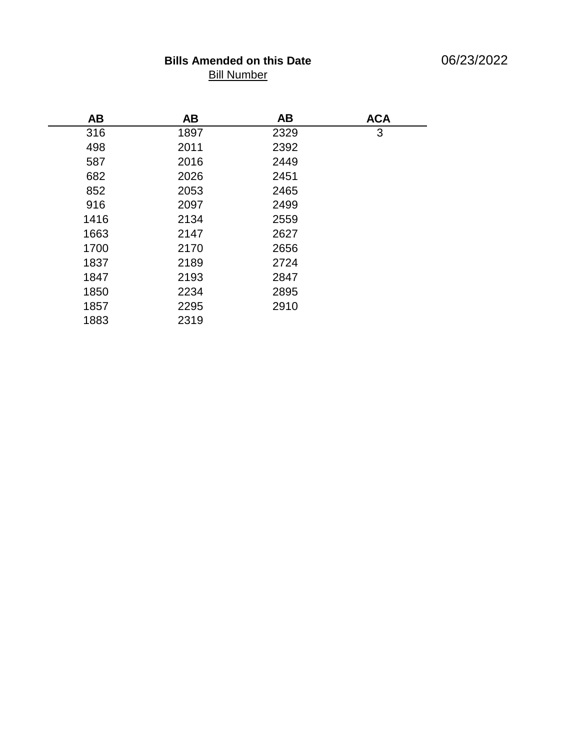**Bills Amended on this Date** 06/23/2022

Bill Number

| AB | AB | AB | ACA |
|---|---|---|---|
| 316 | 1897 | 2329 | 3 |
| 498 | 2011 | 2392 | |
| 587 | 2016 | 2449 | |
| 682 | 2026 | 2451 | |
| 852 | 2053 | 2465 | |
| 916 | 2097 | 2499 | |
| 1416 | 2134 | 2559 | |
| 1663 | 2147 | 2627 | |
| 1700 | 2170 | 2656 | |
| 1837 | 2189 | 2724 | |
| 1847 | 2193 | 2847 | |
| 1850 | 2234 | 2895 | |
| 1857 | 2295 | 2910 | |
| 1883 | 2319 | | |